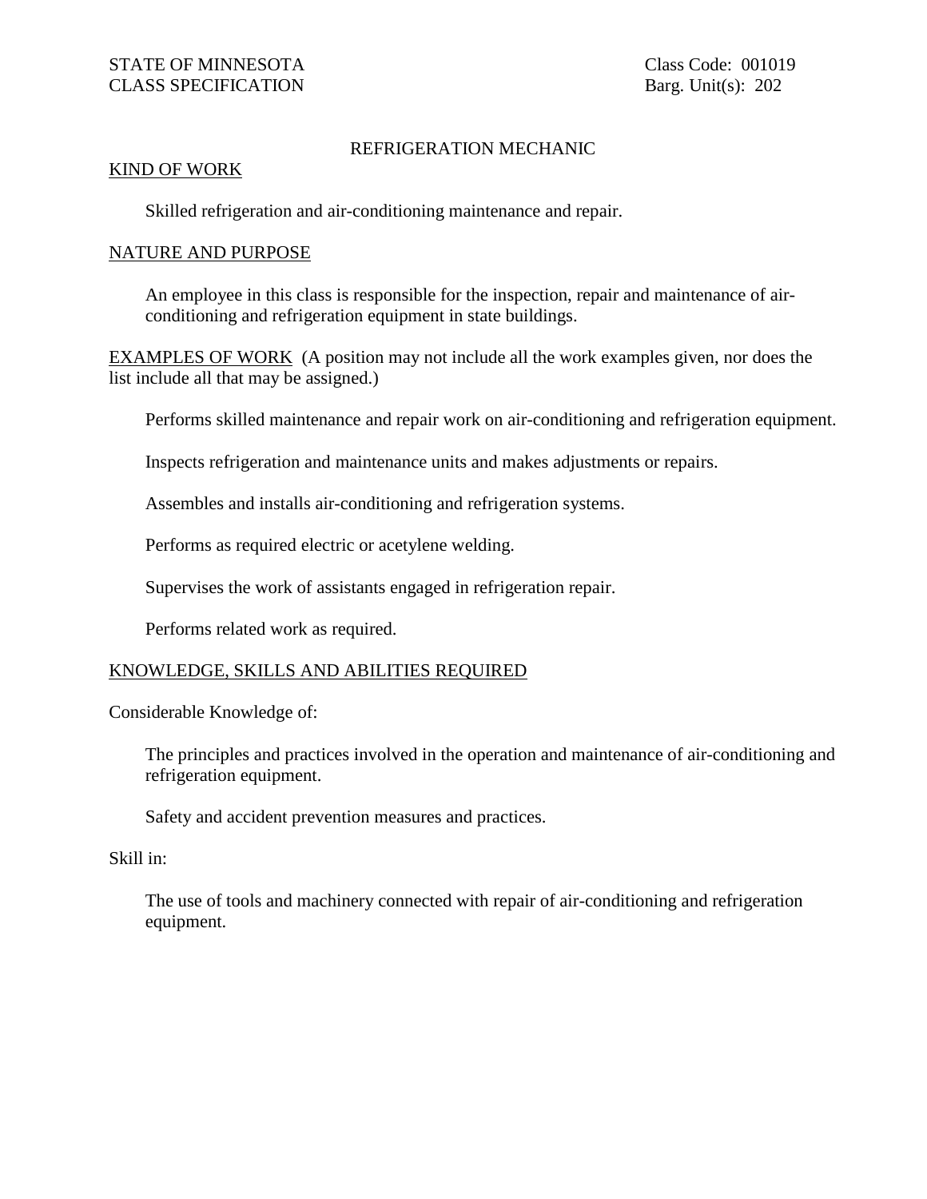STATE OF MINNESOTA
CLASS SPECIFICATION

Class Code: 001019
Barg. Unit(s): 202

# REFRIGERATION MECHANIC

## KIND OF WORK

Skilled refrigeration and air-conditioning maintenance and repair.

## NATURE AND PURPOSE

An employee in this class is responsible for the inspection, repair and maintenance of air-conditioning and refrigeration equipment in state buildings.

## EXAMPLES OF WORK

(A position may not include all the work examples given, nor does the list include all that may be assigned.)

Performs skilled maintenance and repair work on air-conditioning and refrigeration equipment.

Inspects refrigeration and maintenance units and makes adjustments or repairs.

Assembles and installs air-conditioning and refrigeration systems.

Performs as required electric or acetylene welding.

Supervises the work of assistants engaged in refrigeration repair.

Performs related work as required.

## KNOWLEDGE, SKILLS AND ABILITIES REQUIRED

Considerable Knowledge of:

The principles and practices involved in the operation and maintenance of air-conditioning and refrigeration equipment.

Safety and accident prevention measures and practices.

Skill in:

The use of tools and machinery connected with repair of air-conditioning and refrigeration equipment.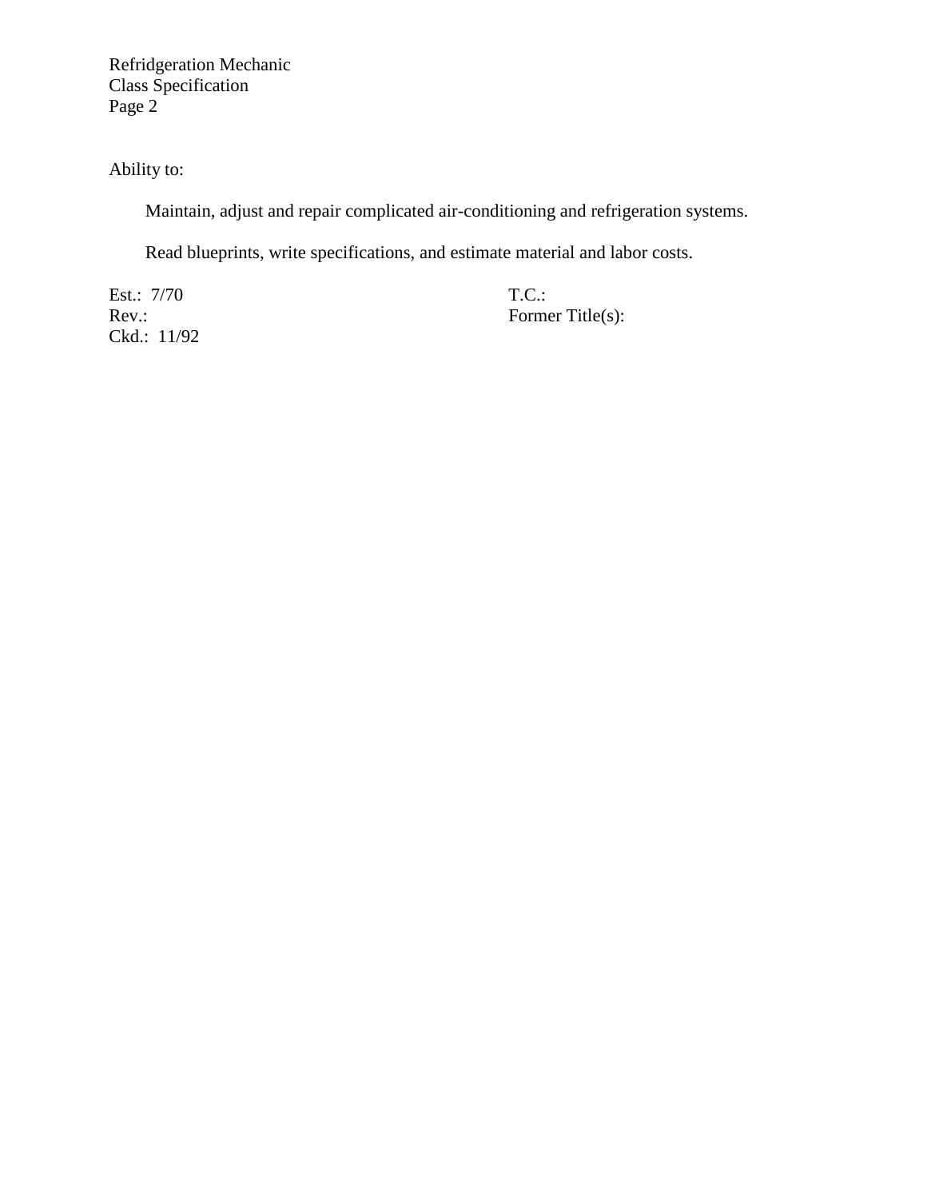Ability to:

Maintain, adjust and repair complicated air-conditioning and refrigeration systems.

Read blueprints, write specifications, and estimate material and labor costs.

| | |
|---|---|
| Est.: 7/70 | T.C.: |
| Rev.: | Former Title(s): |
| Ckd.: 11/92 | |